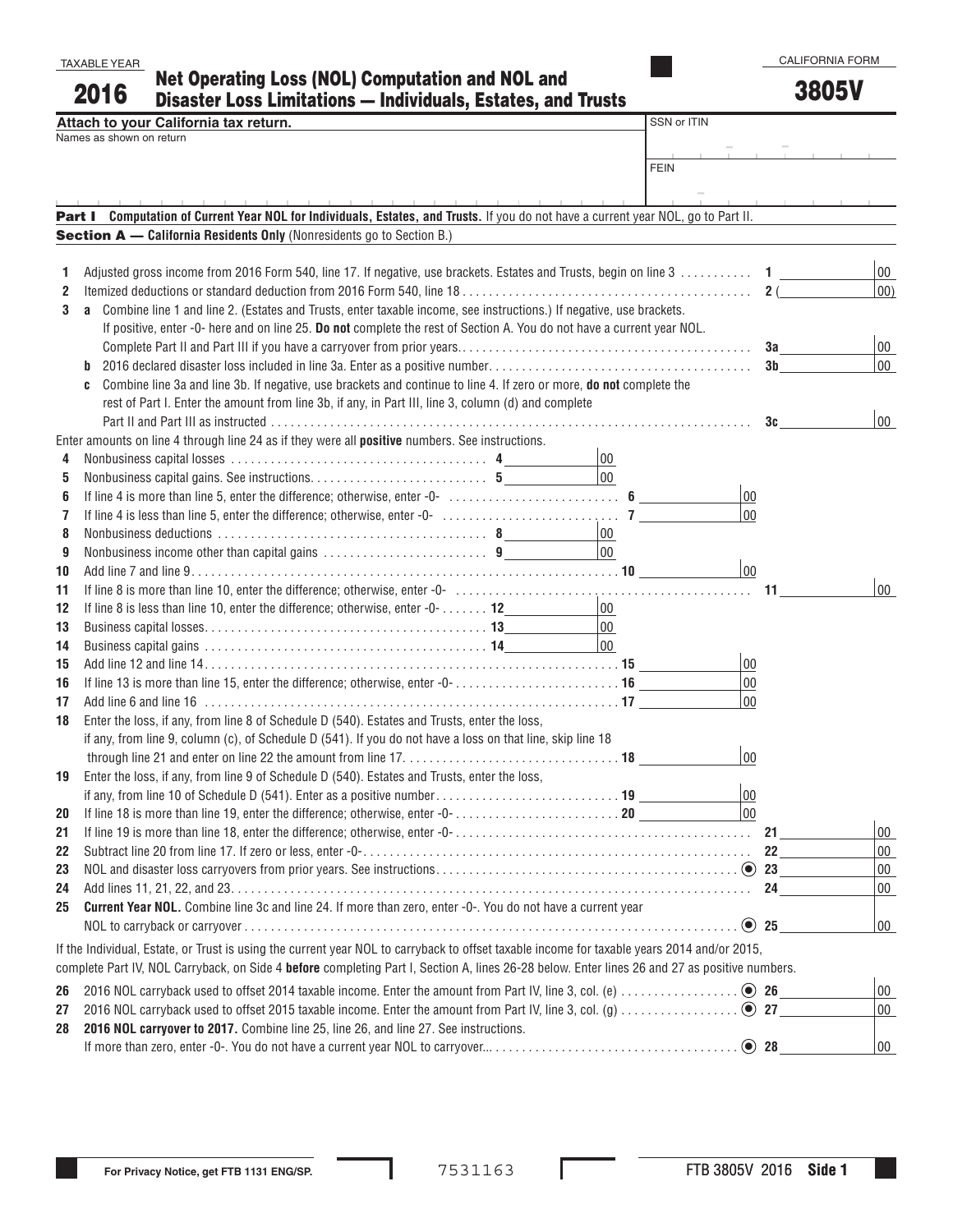TAXABLE YEAR **2016**

# Net Operating Loss (NOL) Computation and NOL and Disaster Loss Limitations — Individuals, Estates, and Trusts

CALIFORNIA FORM **3805V**

**Attach to your California tax return.**

Names as shown on return

SSN or ITIN

FEIN

## Part I Computation of Current Year NOL for Individuals, Estates, and Trusts. If you do not have a current year NOL, go to Part II.

### Section A — California Residents Only (Nonresidents go to Section B.)

1 Adjusted gross income from 2016 Form 540, line 17. If negative, use brackets. Estates and Trusts, begin on line 3 . . . . . . . . . . . **1** ______ 00

2 Itemized deductions or standard deduction from 2016 Form 540, line 18 . . . . . . . . . . . . **2** ( ______ 00)

3 **a** Combine line 1 and line 2. (Estates and Trusts, enter taxable income, see instructions.) If negative, use brackets. If positive, enter -0- here and on line 25. **Do not** complete the rest of Section A. You do not have a current year NOL. Complete Part II and Part III if you have a carryover from prior years. . . . . . . . . . . . **3a** ______ 00

**b** 2016 declared disaster loss included in line 3a. Enter as a positive number. . . . . . . . . . . . **3b** ______ 00

**c** Combine line 3a and line 3b. If negative, use brackets and continue to line 4. If zero or more, **do not** complete the rest of Part I. Enter the amount from line 3b, if any, in Part III, line 3, column (d) and complete Part II and Part III as instructed . . . . . . . . . . . . **3c** ______ 00

Enter amounts on line 4 through line 24 as if they were all **positive** numbers. See instructions.

4 Nonbusiness capital losses . . . . . . . . . . . . **4** ______ 00

5 Nonbusiness capital gains. See instructions. . . . . . . . . . . . **5** ______ 00

6 If line 4 is more than line 5, enter the difference; otherwise, enter -0- . . . . . . . . . . . . **6** ______ 00

7 If line 4 is less than line 5, enter the difference; otherwise, enter -0- . . . . . . . . . . . . **7** ______ 00

8 Nonbusiness deductions . . . . . . . . . . . . **8** ______ 00

9 Nonbusiness income other than capital gains . . . . . . . . . . . . **9** ______ 00

10 Add line 7 and line 9. . . . . . . . . . . . **10** ______ 00

11 If line 8 is more than line 10, enter the difference; otherwise, enter -0- . . . . . . . . . . . . **11** ______ 00

12 If line 8 is less than line 10, enter the difference; otherwise, enter -0- . . . . . . . **12** ______ 00

13 Business capital losses. . . . . . . . . . . . **13** ______ 00

14 Business capital gains . . . . . . . . . . . . **14** ______ 00

15 Add line 12 and line 14. . . . . . . . . . . . **15** ______ 00

16 If line 13 is more than line 15, enter the difference; otherwise, enter -0- . . . . . . . . . . . . **16** ______ 00

17 Add line 6 and line 16 . . . . . . . . . . . . **17** ______ 00

18 Enter the loss, if any, from line 8 of Schedule D (540). Estates and Trusts, enter the loss, if any, from line 9, column (c), of Schedule D (541). If you do not have a loss on that line, skip line 18 through line 21 and enter on line 22 the amount from line 17. . . . . . . . . . . . **18** ______ 00

19 Enter the loss, if any, from line 9 of Schedule D (540). Estates and Trusts, enter the loss, if any, from line 10 of Schedule D (541). Enter as a positive number . . . . . . . . . . . . **19** ______ 00

20 If line 18 is more than line 19, enter the difference; otherwise, enter -0- . . . . . . . . . . . . **20** ______ 00

21 If line 19 is more than line 18, enter the difference; otherwise, enter -0- . . . . . . . . . . . . **21** ______ 00

22 Subtract line 20 from line 17. If zero or less, enter -0-. . . . . . . . . . . . **22** ______ 00

23 NOL and disaster loss carryovers from prior years. See instructions. . . . . . . . . . . . **23** ______ 00

24 Add lines 11, 21, 22, and 23. . . . . . . . . . . . **24** ______ 00

25 **Current Year NOL.** Combine line 3c and line 24. If more than zero, enter -0-. You do not have a current year NOL to carryback or carryover . . . . . . . . . . . . **25** ______ 00

If the Individual, Estate, or Trust is using the current year NOL to carryback to offset taxable income for taxable years 2014 and/or 2015, complete Part IV, NOL Carryback, on Side 4 **before** completing Part I, Section A, lines 26-28 below. Enter lines 26 and 27 as positive numbers.

26 2016 NOL carryback used to offset 2014 taxable income. Enter the amount from Part IV, line 3, col. (e) . . . . . . . . . . . . **26** ______ 00

27 2016 NOL carryback used to offset 2015 taxable income. Enter the amount from Part IV, line 3, col. (g) . . . . . . . . . . . . **27** ______ 00

28 **2016 NOL carryover to 2017.** Combine line 25, line 26, and line 27. See instructions. If more than zero, enter -0-. You do not have a current year NOL to carryover... . . . . . . . . . . . **28** ______ 00

For Privacy Notice, get FTB 1131 ENG/SP.

7531163

FTB 3805V 2016 **Side 1**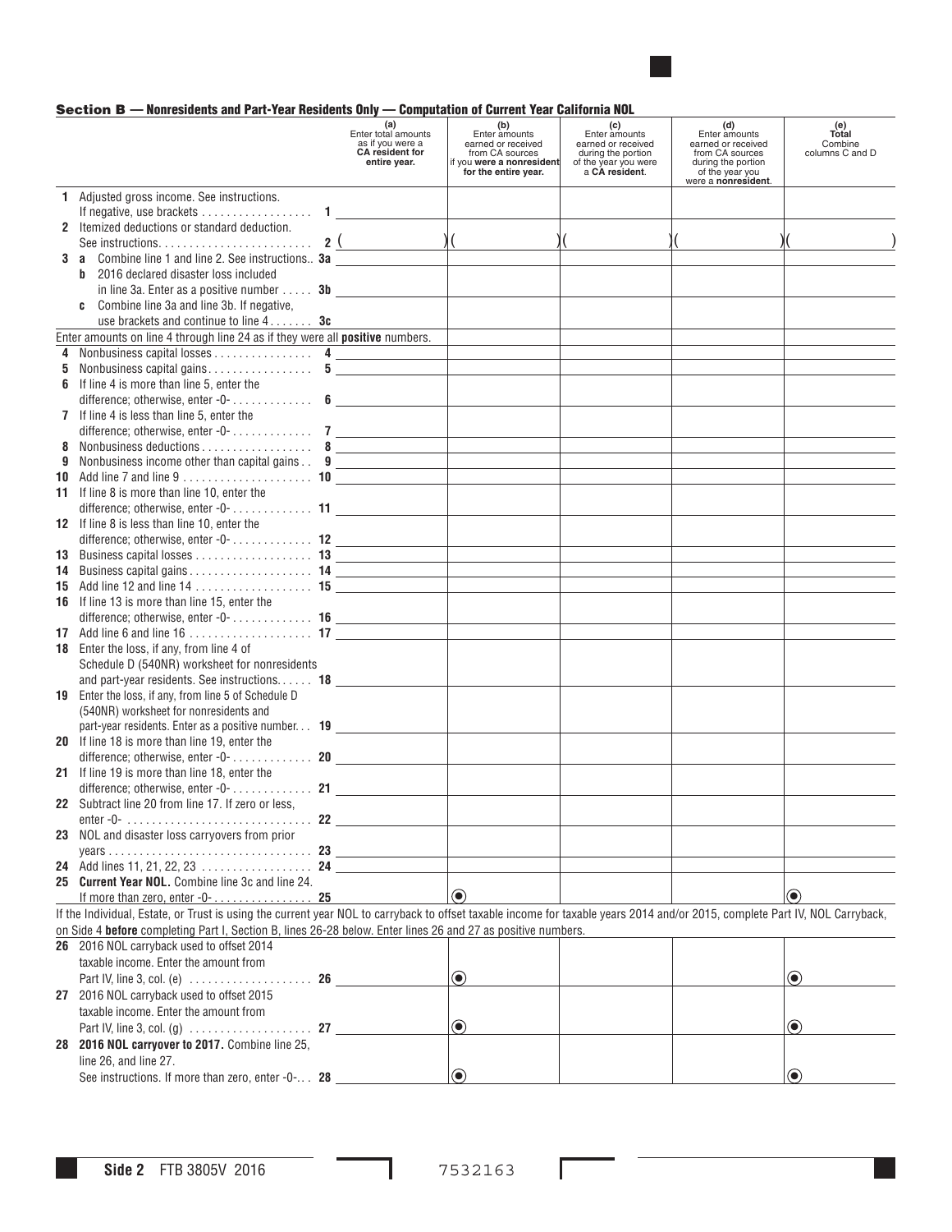## Section B — Nonresidents and Part-Year Residents Only — Computation of Current Year California NOL

| | (a) Enter total amounts as if you were a **CA resident for entire year.** | (b) Enter amounts earned or received from CA sources if you **were a nonresident for the entire year.** | (c) Enter amounts earned or received during the portion of the year you were a **CA resident**. | (d) Enter amounts earned or received from CA sources during the portion of the year you were a **nonresident**. | (e) **Total** Combine columns C and D |
|---|---|---|---|---|---|
| **1** Adjusted gross income. See instructions. If negative, use brackets . . . . . . . . . . . . . . . . . . **1** | | | | | |
| **2** Itemized deductions or standard deduction. See instructions. . . . . . . . . . . . . . . . . . . . . . . . **2** | ( ) | ( ) | ( ) | ( ) | ( ) |
| **3 a** Combine line 1 and line 2. See instructions.. **3a** | | | | | |
| **b** 2016 declared disaster loss included in line 3a. Enter as a positive number . . . . . **3b** | | | | | |
| **c** Combine line 3a and line 3b. If negative, use brackets and continue to line 4. . . . . . . **3c** | | | | | |
| Enter amounts on line 4 through line 24 as if they were all **positive** numbers. | | | | | |
| **4** Nonbusiness capital losses . . . . . . . . . . . . . . . . **4** | | | | | |
| **5** Nonbusiness capital gains. . . . . . . . . . . . . . . . . **5** | | | | | |
| **6** If line 4 is more than line 5, enter the difference; otherwise, enter -0- . . . . . . . . . . . . . **6** | | | | | |
| **7** If line 4 is less than line 5, enter the difference; otherwise, enter -0- . . . . . . . . . . . . . **7** | | | | | |
| **8** Nonbusiness deductions . . . . . . . . . . . . . . . . . . **8** | | | | | |
| **9** Nonbusiness income other than capital gains . . **9** | | | | | |
| **10** Add line 7 and line 9 . . . . . . . . . . . . . . . . . . . . **10** | | | | | |
| **11** If line 8 is more than line 10, enter the difference; otherwise, enter -0- . . . . . . . . . . . . . **11** | | | | | |
| **12** If line 8 is less than line 10, enter the difference; otherwise, enter -0- . . . . . . . . . . . . . **12** | | | | | |
| **13** Business capital losses . . . . . . . . . . . . . . . . . . **13** | | | | | |
| **14** Business capital gains . . . . . . . . . . . . . . . . . . . **14** | | | | | |
| **15** Add line 12 and line 14 . . . . . . . . . . . . . . . . . . **15** | | | | | |
| **16** If line 13 is more than line 15, enter the difference; otherwise, enter -0- . . . . . . . . . . . . . **16** | | | | | |
| **17** Add line 6 and line 16 . . . . . . . . . . . . . . . . . . . **17** | | | | | |
| **18** Enter the loss, if any, from line 4 of Schedule D (540NR) worksheet for nonresidents and part-year residents. See instructions. . . . . . **18** | | | | | |
| **19** Enter the loss, if any, from line 5 of Schedule D (540NR) worksheet for nonresidents and part-year residents. Enter as a positive number. . . **19** | | | | | |
| **20** If line 18 is more than line 19, enter the difference; otherwise, enter -0- . . . . . . . . . . . . . **20** | | | | | |
| **21** If line 19 is more than line 18, enter the difference; otherwise, enter -0- . . . . . . . . . . . . . **21** | | | | | |
| **22** Subtract line 20 from line 17. If zero or less, enter -0- . . . . . . . . . . . . . . . . . . . . . . . . . . . . . **22** | | | | | |
| **23** NOL and disaster loss carryovers from prior years . . . . . . . . . . . . . . . . . . . . . . . . . . . . . . . . **23** | | | | | |
| **24** Add lines 11, 21, 22, 23 . . . . . . . . . . . . . . . . . **24** | | | | | |
| **25** **Current Year NOL.** Combine line 3c and line 24. If more than zero, enter -0- . . . . . . . . . . . . . . . . **25** | | ⦿ | | | ⦿ |

If the Individual, Estate, or Trust is using the current year NOL to carryback to offset taxable income for taxable years 2014 and/or 2015, complete Part IV, NOL Carryback, on Side 4 **before** completing Part I, Section B, lines 26-28 below. Enter lines 26 and 27 as positive numbers.

| | (a) | (b) | (c) | (d) | (e) |
|---|---|---|---|---|---|
| **26** 2016 NOL carryback used to offset 2014 taxable income. Enter the amount from Part IV, line 3, col. (e) . . . . . . . . . . . . . . . . . . . **26** | | ⦿ | | | ⦿ |
| **27** 2016 NOL carryback used to offset 2015 taxable income. Enter the amount from Part IV, line 3, col. (g) . . . . . . . . . . . . . . . . . . . **27** | | ⦿ | | | ⦿ |
| **28** **2016 NOL carryover to 2017.** Combine line 25, line 26, and line 27. See instructions. If more than zero, enter -0-. . . **28** | | ⦿ | | | ⦿ |

**Side 2** FTB 3805V 2016 7532163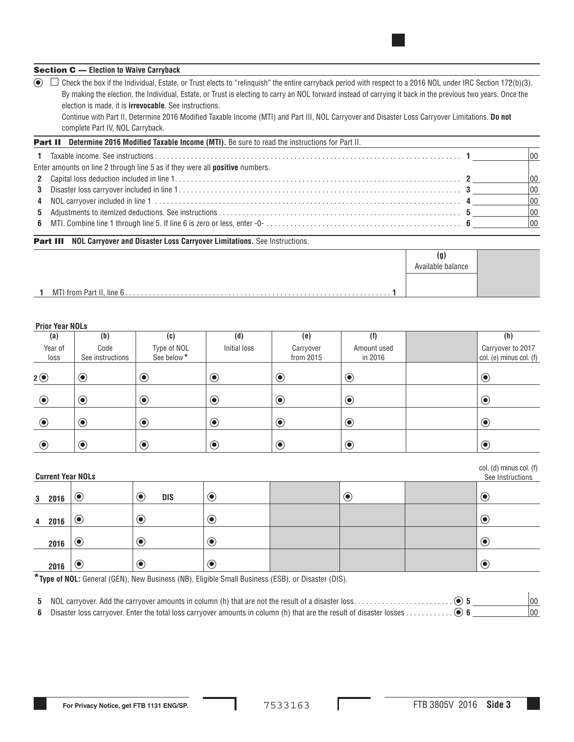### Section C — Election to Waive Carryback

☐ Check the box if the Individual, Estate, or Trust elects to "relinquish" the entire carryback period with respect to a 2016 NOL under IRC Section 172(b)(3). By making the election, the Individual, Estate, or Trust is electing to carry an NOL forward instead of carrying it back in the previous two years. Once the election is made, it is **irrevocable**. See instructions.

Continue with Part II, Determine 2016 Modified Taxable Income (MTI) and Part III, NOL Carryover and Disaster Loss Carryover Limitations. **Do not** complete Part IV, NOL Carryback.

### Part II Determine 2016 Modified Taxable Income (MTI). Be sure to read the instructions for Part II.

| | | | |
|---|---|---|---|
| 1 | Taxable income. See instructions | 1 | 00 |
| | Enter amounts on line 2 through line 5 as if they were all **positive** numbers. | | |
| 2 | Capital loss deduction included in line 1 | 2 | 00 |
| 3 | Disaster loss carryover included in line 1 | 3 | 00 |
| 4 | NOL carryover included in line 1 | 4 | 00 |
| 5 | Adjustments to itemized deductions. See instructions | 5 | 00 |
| 6 | MTI. Combine line 1 through line 5. If line 6 is zero or less, enter -0- | 6 | 00 |

### Part III NOL Carryover and Disaster Loss Carryover Limitations. See Instructions.

| | (g) Available balance |
|---|---|
| 1 MTI from Part II, line 6 ........ 1 | |

**Prior Year NOLs**

| (a) Year of loss | (b) Code See instructions | (c) Type of NOL See below* | (d) Initial loss | (e) Carryover from 2015 | (f) Amount used in 2016 | (g) | (h) Carryover to 2017 col. (e) minus col. (f) |
|---|---|---|---|---|---|---|---|
| 2 | | | | | | | |
| | | | | | | | |
| | | | | | | | |
| | | | | | | | |

**Current Year NOLs**

| (a) | (b) | (c) | (d) | (e) | (f) | (g) | (h) col. (d) minus col. (f) See Instructions |
|---|---|---|---|---|---|---|---|
| 3 2016 | | DIS | | | | | |
| 4 2016 | | | | | | | |
| 2016 | | | | | | | |
| 2016 | | | | | | | |

***Type of NOL:** General (GEN), New Business (NB), Eligible Small Business (ESB), or Disaster (DIS).

| | | | |
|---|---|---|---|
| 5 | NOL carryover. Add the carryover amounts in column (h) that are not the result of a disaster loss | 5 | 00 |
| 6 | Disaster loss carryover. Enter the total loss carryover amounts in column (h) that are the result of disaster losses | 6 | 00 |

For Privacy Notice, get FTB 1131 ENG/SP.

7533163

FTB 3805V 2016 Side 3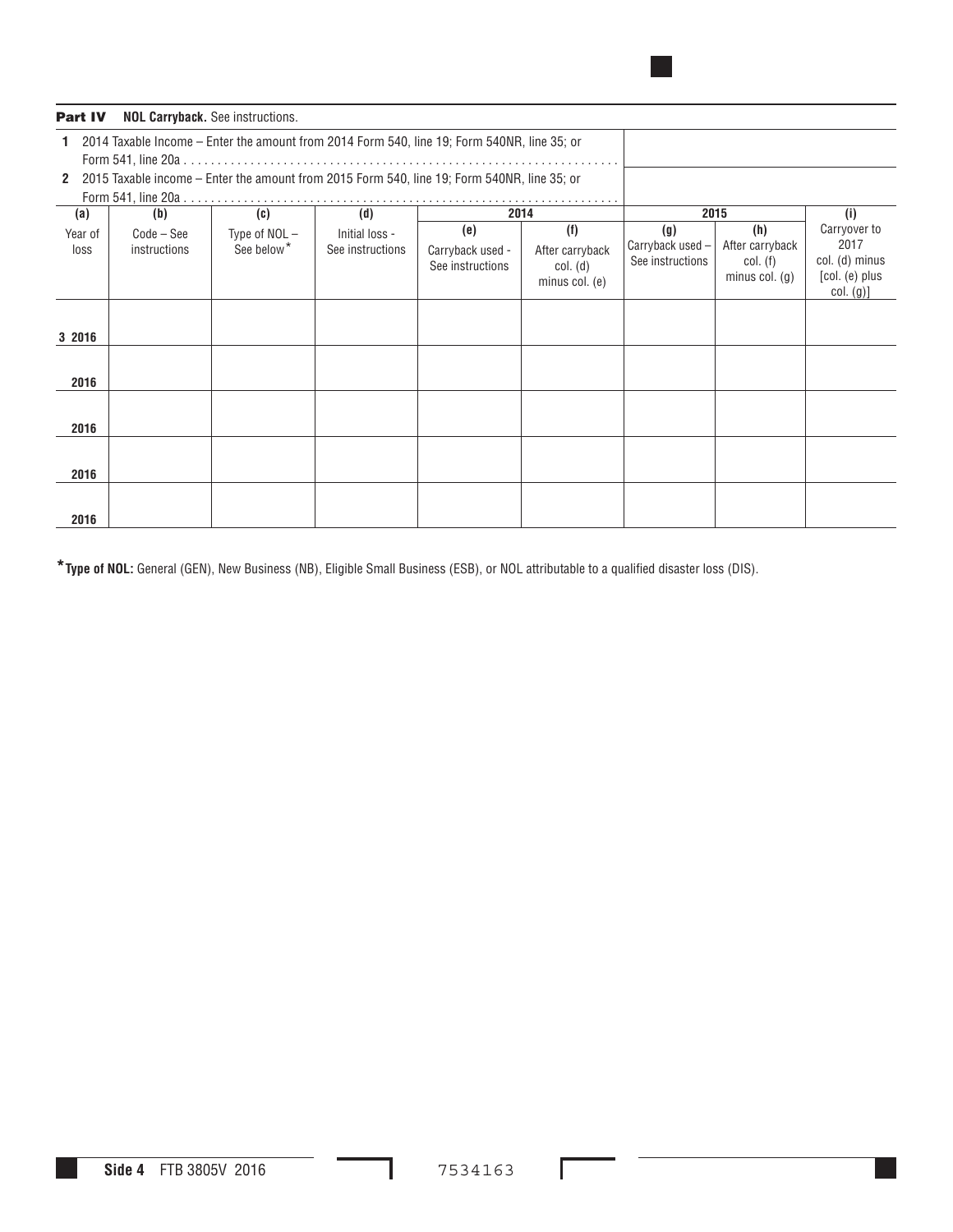**Part IV NOL Carryback.** See instructions.

1 2014 Taxable Income – Enter the amount from 2014 Form 540, line 19; Form 540NR, line 35; or Form 541, line 20a . . . . . . . . . . . . . . . . . . . . . . . . . . . . . . . . . . . . . . . . . . . . . . . . . . . . . . . . . . . . . . . . .

2 2015 Taxable income – Enter the amount from 2015 Form 540, line 19; Form 540NR, line 35; or Form 541, line 20a . . . . . . . . . . . . . . . . . . . . . . . . . . . . . . . . . . . . . . . . . . . . . . . . . . . . . . . . . . . . . . . . .

| (a) | (b) | (c) | (d) | 2014 | | 2015 | | (i) |
|---|---|---|---|---|---|---|---|---|
| Year of loss | Code – See instructions | Type of NOL – See below* | Initial loss - See instructions | (e) Carryback used - See instructions | (f) After carryback col. (d) minus col. (e) | (g) Carryback used – See instructions | (h) After carryback col. (f) minus col. (g) | Carryover to 2017 col. (d) minus [col. (e) plus col. (g)] |
| 3 2016 | | | | | | | | |
| 2016 | | | | | | | | |
| 2016 | | | | | | | | |
| 2016 | | | | | | | | |
| 2016 | | | | | | | | |

***Type of NOL:** General (GEN), New Business (NB), Eligible Small Business (ESB), or NOL attributable to a qualified disaster loss (DIS).